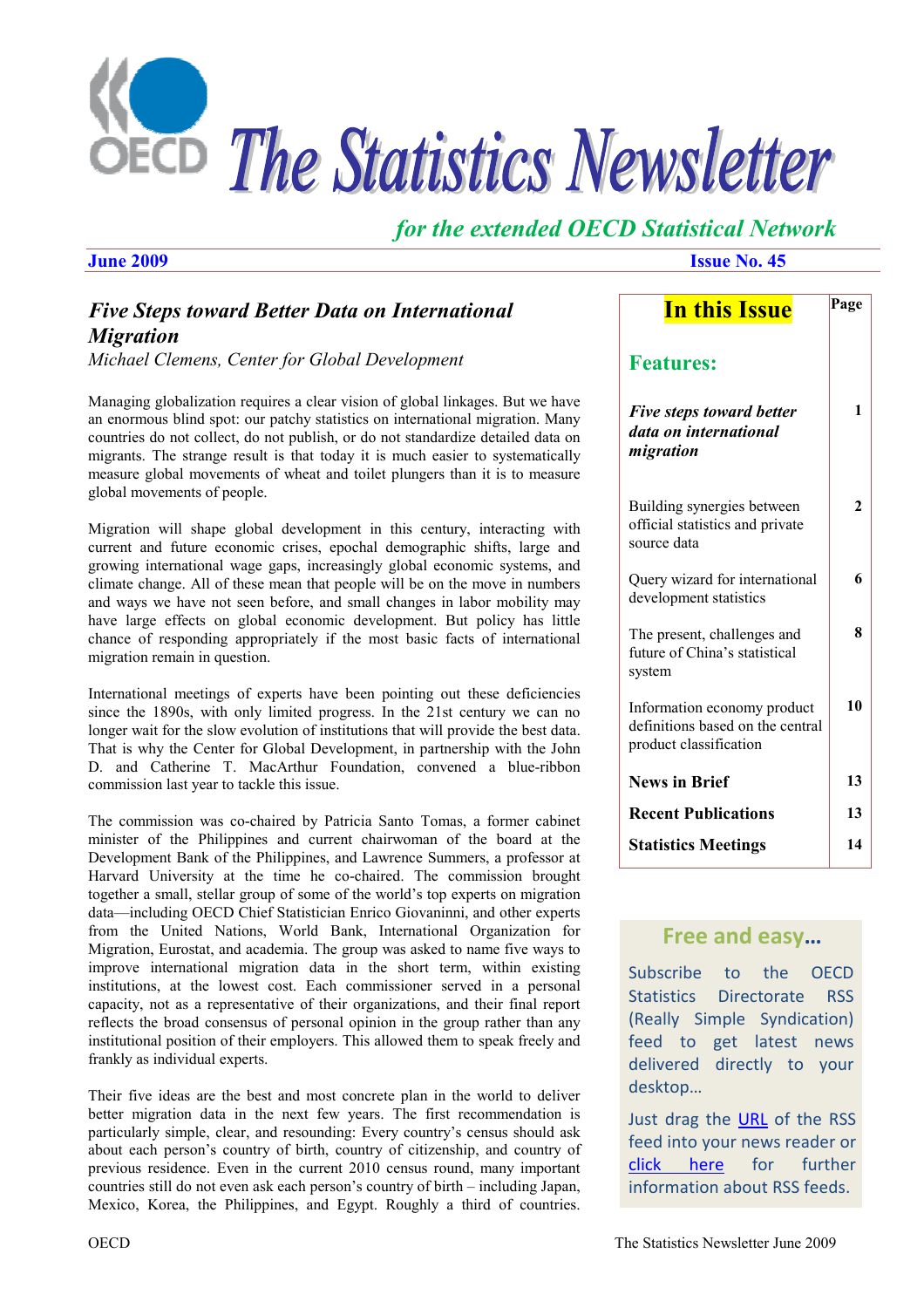# The Statistics Newsletter

*for the extended OECD Statistical Network*

**June 2009** **Issue No. 45**

## *Five Steps toward Better Data on International Migration*

*Michael Clemens, Center for Global Development*

Managing globalization requires a clear vision of global linkages. But we have an enormous blind spot: our patchy statistics on international migration. Many countries do not collect, do not publish, or do not standardize detailed data on migrants. The strange result is that today it is much easier to systematically measure global movements of wheat and toilet plungers than it is to measure global movements of people.

Migration will shape global development in this century, interacting with current and future economic crises, epochal demographic shifts, large and growing international wage gaps, increasingly global economic systems, and climate change. All of these mean that people will be on the move in numbers and ways we have not seen before, and small changes in labor mobility may have large effects on global economic development. But policy has little chance of responding appropriately if the most basic facts of international migration remain in question.

International meetings of experts have been pointing out these deficiencies since the 1890s, with only limited progress. In the 21st century we can no longer wait for the slow evolution of institutions that will provide the best data. That is why the Center for Global Development, in partnership with the John D. and Catherine T. MacArthur Foundation, convened a blue-ribbon commission last year to tackle this issue.

The commission was co-chaired by Patricia Santo Tomas, a former cabinet minister of the Philippines and current chairwoman of the board at the Development Bank of the Philippines, and Lawrence Summers, a professor at Harvard University at the time he co-chaired. The commission brought together a small, stellar group of some of the world's top experts on migration data—including OECD Chief Statistician Enrico Giovanninni, and other experts from the United Nations, World Bank, International Organization for Migration, Eurostat, and academia. The group was asked to name five ways to improve international migration data in the short term, within existing institutions, at the lowest cost. Each commissioner served in a personal capacity, not as a representative of their organizations, and their final report reflects the broad consensus of personal opinion in the group rather than any institutional position of their employers. This allowed them to speak freely and frankly as individual experts.

Their five ideas are the best and most concrete plan in the world to deliver better migration data in the next few years. The first recommendation is particularly simple, clear, and resounding: Every country's census should ask about each person's country of birth, country of citizenship, and country of previous residence. Even in the current 2010 census round, many important countries still do not even ask each person's country of birth – including Japan, Mexico, Korea, the Philippines, and Egypt. Roughly a third of countries.

## In this Issue

| | Page |
|---|---|
| **Features:** | |
| ***Five steps toward better data on international migration*** | 1 |
| Building synergies between official statistics and private source data | 2 |
| Query wizard for international development statistics | 6 |
| The present, challenges and future of China's statistical system | 8 |
| Information economy product definitions based on the central product classification | 10 |
| **News in Brief** | 13 |
| **Recent Publications** | 13 |
| **Statistics Meetings** | 14 |

### Free and easy…

Subscribe to the OECD Statistics Directorate RSS (Really Simple Syndication) feed to get latest news delivered directly to your desktop…

Just drag the URL of the RSS feed into your news reader or click here for further information about RSS feeds.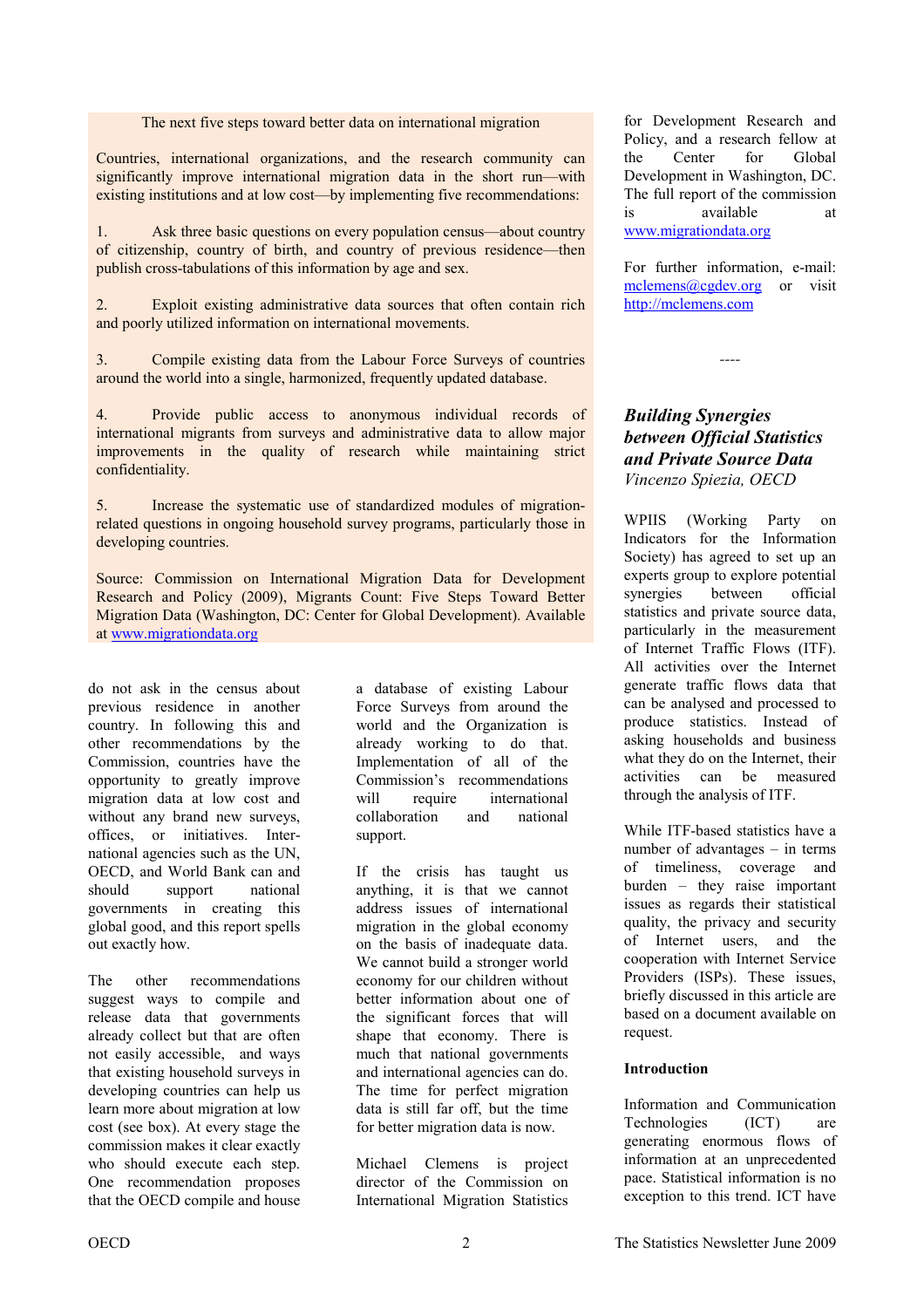> **The next five steps toward better data on international migration**
>
> Countries, international organizations, and the research community can significantly improve international migration data in the short run—with existing institutions and at low cost—by implementing five recommendations:
>
> 1. Ask three basic questions on every population census—about country of citizenship, country of birth, and country of previous residence—then publish cross-tabulations of this information by age and sex.
>
> 2. Exploit existing administrative data sources that often contain rich and poorly utilized information on international movements.
>
> 3. Compile existing data from the Labour Force Surveys of countries around the world into a single, harmonized, frequently updated database.
>
> 4. Provide public access to anonymous individual records of international migrants from surveys and administrative data to allow major improvements in the quality of research while maintaining strict confidentiality.
>
> 5. Increase the systematic use of standardized modules of migration-related questions in ongoing household survey programs, particularly those in developing countries.
>
> Source: Commission on International Migration Data for Development Research and Policy (2009), Migrants Count: Five Steps Toward Better Migration Data (Washington, DC: Center for Global Development). Available at www.migrationdata.org

do not ask in the census about previous residence in another country. In following this and other recommendations by the Commission, countries have the opportunity to greatly improve migration data at low cost and without any brand new surveys, offices, or initiatives. International agencies such as the UN, OECD, and World Bank can and should support national governments in creating this global good, and this report spells out exactly how.

The other recommendations suggest ways to compile and release data that governments already collect but that are often not easily accessible, and ways that existing household surveys in developing countries can help us learn more about migration at low cost (see box). At every stage the commission makes it clear exactly who should execute each step. One recommendation proposes that the OECD compile and house a database of existing Labour Force Surveys from around the world and the Organization is already working to do that. Implementation of all of the Commission's recommendations will require international collaboration and national support.

If the crisis has taught us anything, it is that we cannot address issues of international migration in the global economy on the basis of inadequate data. We cannot build a stronger world economy for our children without better information about one of the significant forces that will shape that economy. There is much that national governments and international agencies can do. The time for perfect migration data is still far off, but the time for better migration data is now.

Michael Clemens is project director of the Commission on International Migration Statistics for Development Research and Policy, and a research fellow at the Center for Global Development in Washington, DC. The full report of the commission is available at www.migrationdata.org

For further information, e-mail: mclemens@cgdev.org or visit http://mclemens.com

----

## *Building Synergies between Official Statistics and Private Source Data*

*Vincenzo Spiezia, OECD*

WPIIS (Working Party on Indicators for the Information Society) has agreed to set up an experts group to explore potential synergies between official statistics and private source data, particularly in the measurement of Internet Traffic Flows (ITF). All activities over the Internet generate traffic flows data that can be analysed and processed to produce statistics. Instead of asking households and business what they do on the Internet, their activities can be measured through the analysis of ITF.

While ITF-based statistics have a number of advantages – in terms of timeliness, coverage and burden – they raise important issues as regards their statistical quality, the privacy and security of Internet users, and the cooperation with Internet Service Providers (ISPs). These issues, briefly discussed in this article are based on a document available on request.

**Introduction**

Information and Communication Technologies (ICT) are generating enormous flows of information at an unprecedented pace. Statistical information is no exception to this trend. ICT have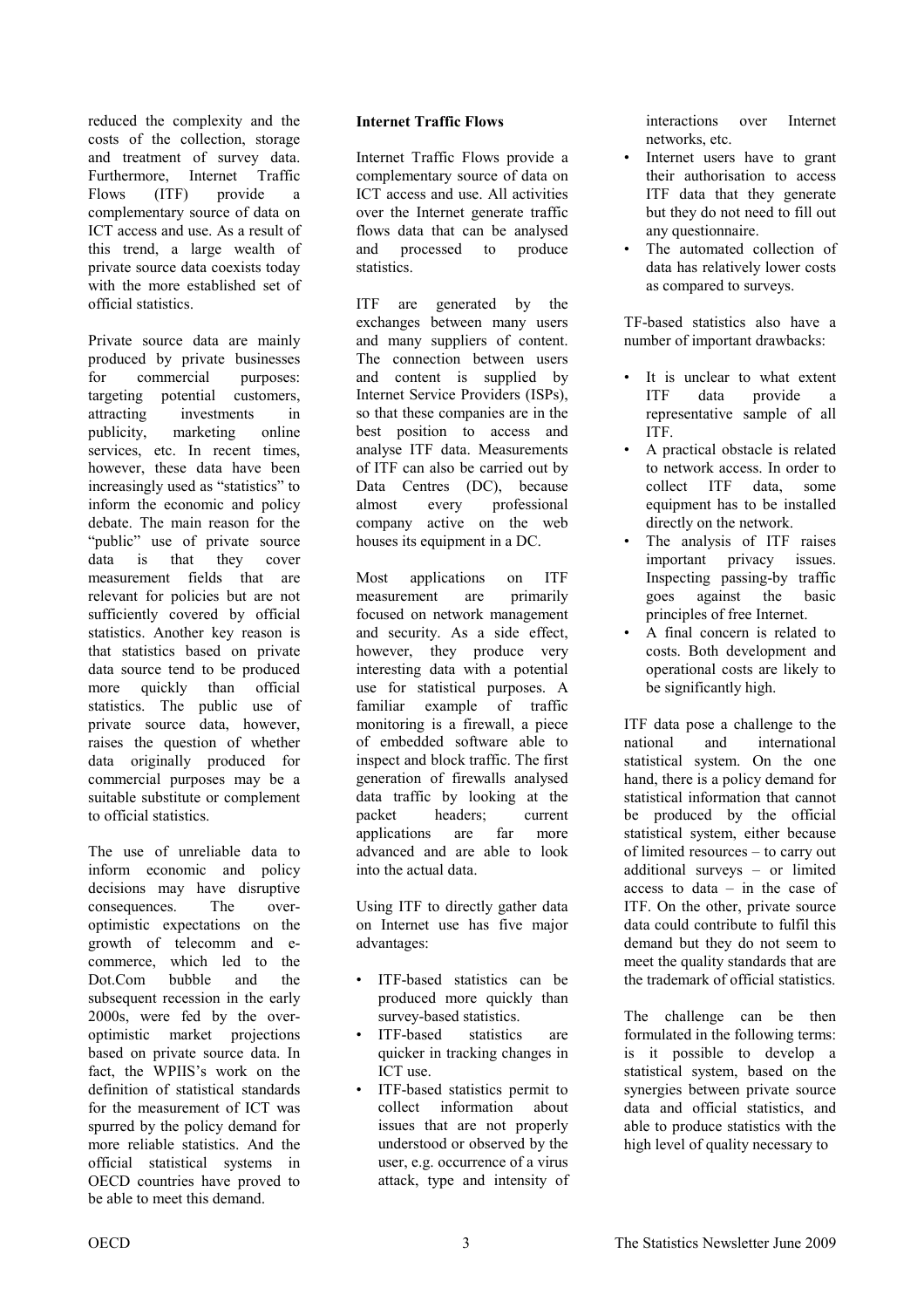reduced the complexity and the costs of the collection, storage and treatment of survey data. Furthermore, Internet Traffic Flows (ITF) provide a complementary source of data on ICT access and use. As a result of this trend, a large wealth of private source data coexists today with the more established set of official statistics.

Private source data are mainly produced by private businesses for commercial purposes: targeting potential customers, attracting investments in publicity, marketing online services, etc. In recent times, however, these data have been increasingly used as "statistics" to inform the economic and policy debate. The main reason for the "public" use of private source data is that they cover measurement fields that are relevant for policies but are not sufficiently covered by official statistics. Another key reason is that statistics based on private data source tend to be produced more quickly than official statistics. The public use of private source data, however, raises the question of whether data originally produced for commercial purposes may be a suitable substitute or complement to official statistics.

The use of unreliable data to inform economic and policy decisions may have disruptive consequences. The over-optimistic expectations on the growth of telecomm and e-commerce, which led to the Dot.Com bubble and the subsequent recession in the early 2000s, were fed by the over-optimistic market projections based on private source data. In fact, the WPIIS's work on the definition of statistical standards for the measurement of ICT was spurred by the policy demand for more reliable statistics. And the official statistical systems in OECD countries have proved to be able to meet this demand.

**Internet Traffic Flows**

Internet Traffic Flows provide a complementary source of data on ICT access and use. All activities over the Internet generate traffic flows data that can be analysed and processed to produce statistics.

ITF are generated by the exchanges between many users and many suppliers of content. The connection between users and content is supplied by Internet Service Providers (ISPs), so that these companies are in the best position to access and analyse ITF data. Measurements of ITF can also be carried out by Data Centres (DC), because almost every professional company active on the web houses its equipment in a DC.

Most applications on ITF measurement are primarily focused on network management and security. As a side effect, however, they produce very interesting data with a potential use for statistical purposes. A familiar example of traffic monitoring is a firewall, a piece of embedded software able to inspect and block traffic. The first generation of firewalls analysed data traffic by looking at the packet headers; current applications are far more advanced and are able to look into the actual data.

Using ITF to directly gather data on Internet use has five major advantages:

- ITF-based statistics can be produced more quickly than survey-based statistics.
- ITF-based statistics are quicker in tracking changes in ICT use.
- ITF-based statistics permit to collect information about issues that are not properly understood or observed by the user, e.g. occurrence of a virus attack, type and intensity of interactions over Internet networks, etc.
- Internet users have to grant their authorisation to access ITF data that they generate but they do not need to fill out any questionnaire.
- The automated collection of data has relatively lower costs as compared to surveys.

TF-based statistics also have a number of important drawbacks:

- It is unclear to what extent ITF data provide a representative sample of all ITF.
- A practical obstacle is related to network access. In order to collect ITF data, some equipment has to be installed directly on the network.
- The analysis of ITF raises important privacy issues. Inspecting passing-by traffic goes against the basic principles of free Internet.
- A final concern is related to costs. Both development and operational costs are likely to be significantly high.

ITF data pose a challenge to the national and international statistical system. On the one hand, there is a policy demand for statistical information that cannot be produced by the official statistical system, either because of limited resources – to carry out additional surveys – or limited access to data – in the case of ITF. On the other, private source data could contribute to fulfil this demand but they do not seem to meet the quality standards that are the trademark of official statistics.

The challenge can be then formulated in the following terms: is it possible to develop a statistical system, based on the synergies between private source data and official statistics, and able to produce statistics with the high level of quality necessary to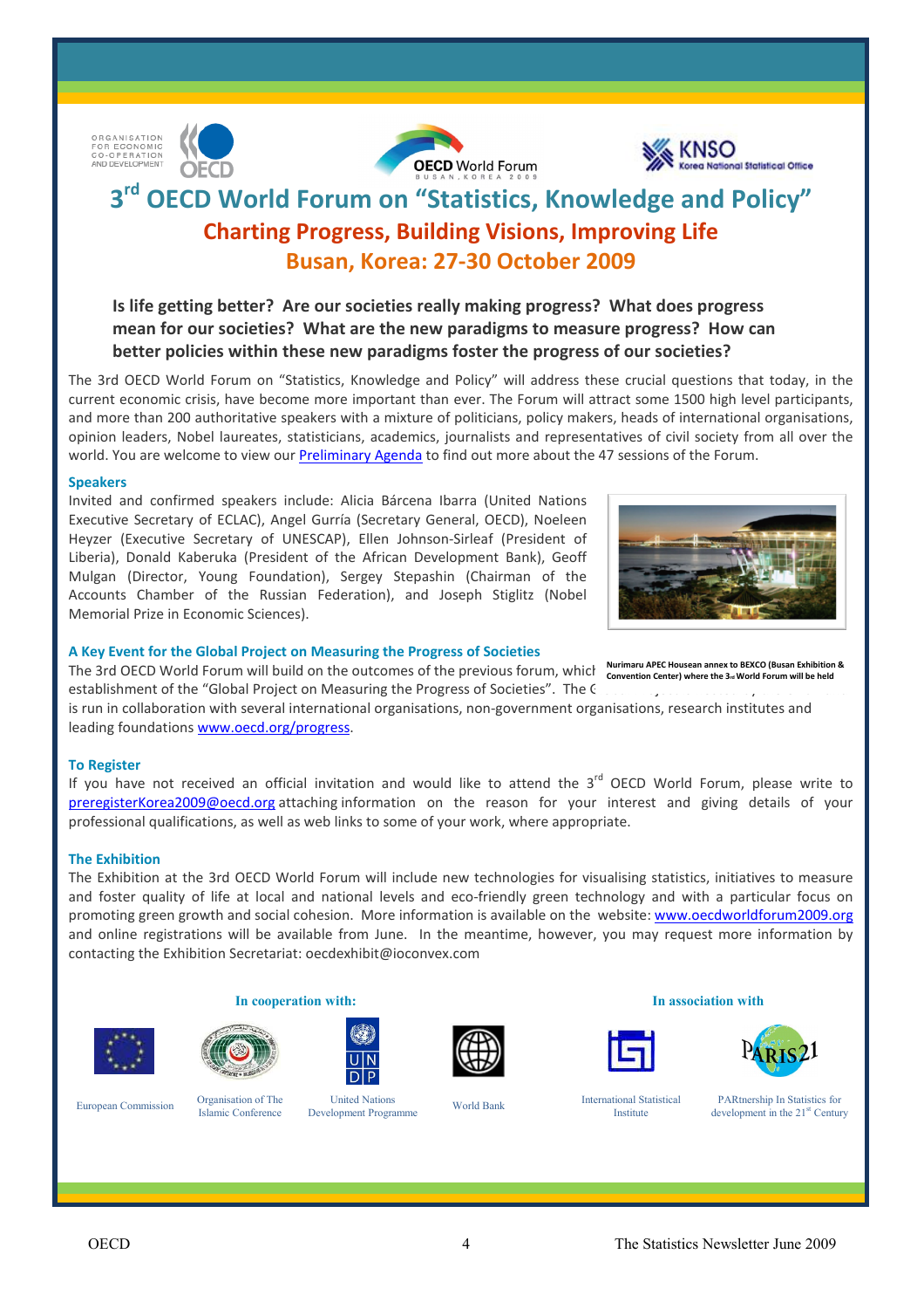# 3[rd] OECD World Forum on "Statistics, Knowledge and Policy"

## Charting Progress, Building Visions, Improving Life

## Busan, Korea: 27-30 October 2009

**Is life getting better? Are our societies really making progress? What does progress mean for our societies? What are the new paradigms to measure progress? How can better policies within these new paradigms foster the progress of our societies?**

The 3rd OECD World Forum on "Statistics, Knowledge and Policy" will address these crucial questions that today, in the current economic crisis, have become more important than ever. The Forum will attract some 1500 high level participants, and more than 200 authoritative speakers with a mixture of politicians, policy makers, heads of international organisations, opinion leaders, Nobel laureates, statisticians, academics, journalists and representatives of civil society from all over the world. You are welcome to view our [Preliminary Agenda] to find out more about the 47 sessions of the Forum.

### Speakers

Invited and confirmed speakers include: Alicia Bárcena Ibarra (United Nations Executive Secretary of ECLAC), Angel Gurría (Secretary General, OECD), Noeleen Heyzer (Executive Secretary of UNESCAP), Ellen Johnson-Sirleaf (President of Liberia), Donald Kaberuka (President of the African Development Bank), Geoff Mulgan (Director, Young Foundation), Sergey Stepashin (Chairman of the Accounts Chamber of the Russian Federation), and Joseph Stiglitz (Nobel Memorial Prize in Economic Sciences).

Nurimaru APEC Housean annex to BEXCO (Busan Exhibition & Convention Center) where the 3rd World Forum will be held

### A Key Event for the Global Project on Measuring the Progress of Societies

The 3rd OECD World Forum will build on the outcomes of the previous forum, which establishment of the "Global Project on Measuring the Progress of Societies". The G... is run in collaboration with several international organisations, non-government organisations, research institutes and leading foundations www.oecd.org/progress.

### To Register

If you have not received an official invitation and would like to attend the 3[rd] OECD World Forum, please write to preregisterKorea2009@oecd.org attaching information on the reason for your interest and giving details of your professional qualifications, as well as web links to some of your work, where appropriate.

### The Exhibition

The Exhibition at the 3rd OECD World Forum will include new technologies for visualising statistics, initiatives to measure and foster quality of life at local and national levels and eco-friendly green technology and with a particular focus on promoting green growth and social cohesion. More information is available on the website: www.oecdworldforum2009.org and online registrations will be available from June. In the meantime, however, you may request more information by contacting the Exhibition Secretariat: oecdexhibit@ioconvex.com

**In cooperation with:**

European Commission | Organisation of The Islamic Conference | United Nations Development Programme | World Bank

**In association with**

International Statistical Institute | PARtnership In Statistics for development in the 21[st] Century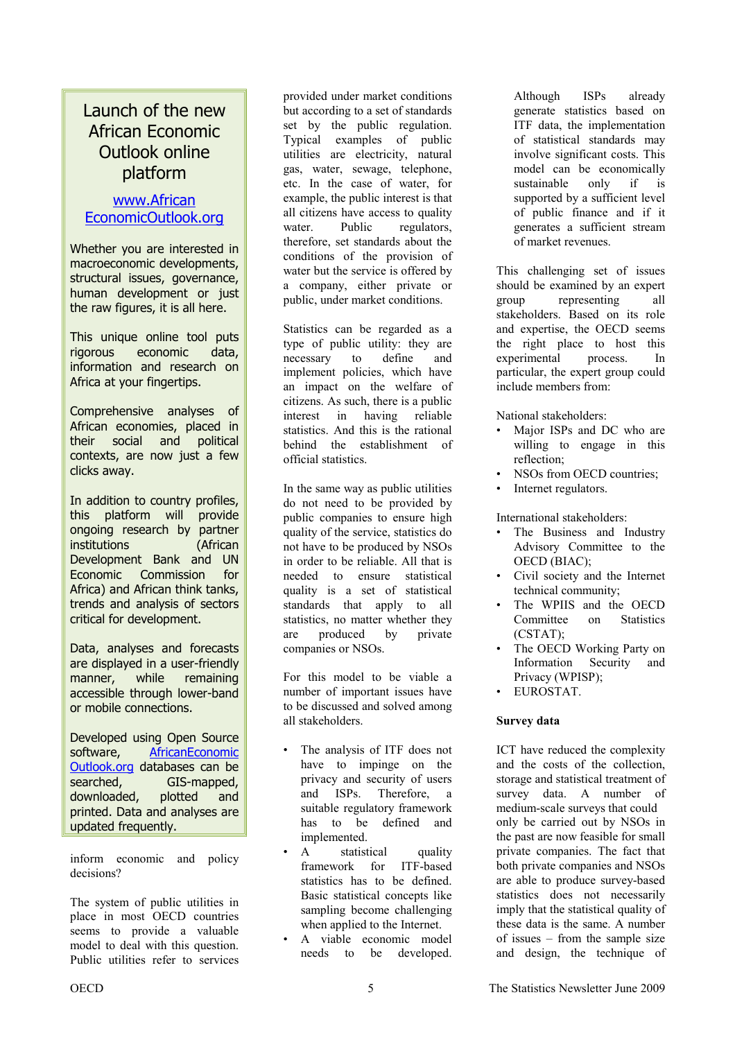## Launch of the new African Economic Outlook online platform

[www.AfricanEconomicOutlook.org](http://www.AfricanEconomicOutlook.org)

Whether you are interested in macroeconomic developments, structural issues, governance, human development or just the raw figures, it is all here.

This unique online tool puts rigorous economic data, information and research on Africa at your fingertips.

Comprehensive analyses of African economies, placed in their social and political contexts, are now just a few clicks away.

In addition to country profiles, this platform will provide ongoing research by partner institutions (African Development Bank and UN Economic Commission for Africa) and African think tanks, trends and analysis of sectors critical for development.

Data, analyses and forecasts are displayed in a user-friendly manner, while remaining accessible through lower-band or mobile connections.

Developed using Open Source software, AfricanEconomicOutlook.org databases can be searched, GIS-mapped, downloaded, plotted and printed. Data and analyses are updated frequently.

---

inform economic and policy decisions?

The system of public utilities in place in most OECD countries seems to provide a valuable model to deal with this question. Public utilities refer to services provided under market conditions but according to a set of standards set by the public regulation. Typical examples of public utilities are electricity, natural gas, water, sewage, telephone, etc. In the case of water, for example, the public interest is that all citizens have access to quality water. Public regulators, therefore, set standards about the conditions of the provision of water but the service is offered by a company, either private or public, under market conditions.

Statistics can be regarded as a type of public utility: they are necessary to define and implement policies, which have an impact on the welfare of citizens. As such, there is a public interest in having reliable statistics. And this is the rational behind the establishment of official statistics.

In the same way as public utilities do not need to be provided by public companies to ensure high quality of the service, statistics do not have to be produced by NSOs in order to be reliable. All that is needed to ensure statistical quality is a set of statistical standards that apply to all statistics, no matter whether they are produced by private companies or NSOs.

For this model to be viable a number of important issues have to be discussed and solved among all stakeholders.

- The analysis of ITF does not have to impinge on the privacy and security of users and ISPs. Therefore, a suitable regulatory framework has to be defined and implemented.
- A statistical quality framework for ITF-based statistics has to be defined. Basic statistical concepts like sampling become challenging when applied to the Internet.
- A viable economic model needs to be developed. Although ISPs already generate statistics based on ITF data, the implementation of statistical standards may involve significant costs. This model can be economically sustainable only if is supported by a sufficient level of public finance and if it generates a sufficient stream of market revenues.

This challenging set of issues should be examined by an expert group representing all stakeholders. Based on its role and expertise, the OECD seems the right place to host this experimental process. In particular, the expert group could include members from:

National stakeholders:

- Major ISPs and DC who are willing to engage in this reflection;
- NSOs from OECD countries;
- Internet regulators.

International stakeholders:

- The Business and Industry Advisory Committee to the OECD (BIAC);
- Civil society and the Internet technical community;
- The WPIIS and the OECD Committee on Statistics (CSTAT);
- The OECD Working Party on Information Security and Privacy (WPISP);
- EUROSTAT.

**Survey data**

ICT have reduced the complexity and the costs of the collection, storage and statistical treatment of survey data. A number of medium-scale surveys that could only be carried out by NSOs in the past are now feasible for small private companies. The fact that both private companies and NSOs are able to produce survey-based statistics does not necessarily imply that the statistical quality of these data is the same. A number of issues – from the sample size and design, the technique of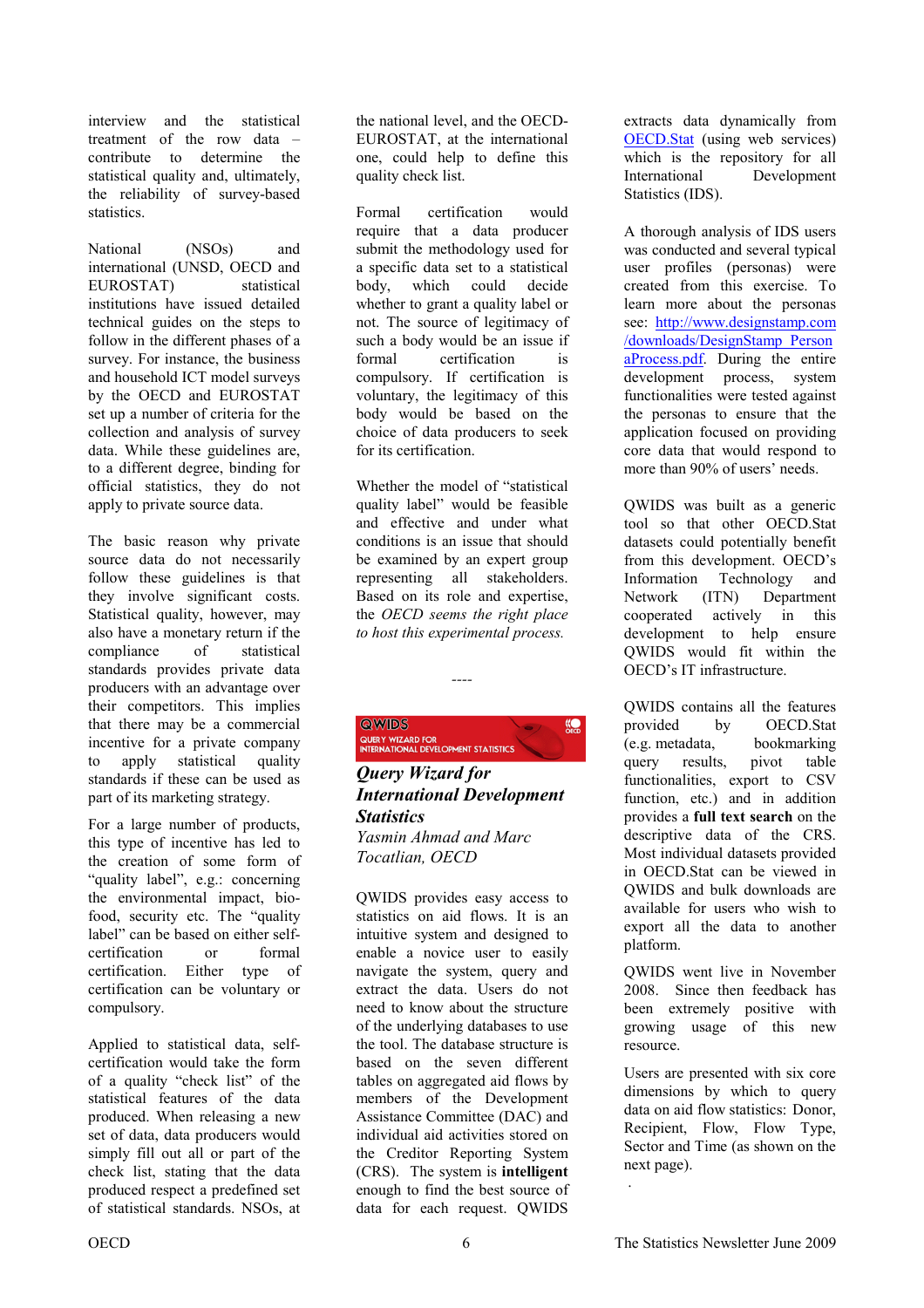interview and the statistical treatment of the row data – contribute to determine the statistical quality and, ultimately, the reliability of survey-based statistics.

National (NSOs) and international (UNSD, OECD and EUROSTAT) statistical institutions have issued detailed technical guides on the steps to follow in the different phases of a survey. For instance, the business and household ICT model surveys by the OECD and EUROSTAT set up a number of criteria for the collection and analysis of survey data. While these guidelines are, to a different degree, binding for official statistics, they do not apply to private source data.

The basic reason why private source data do not necessarily follow these guidelines is that they involve significant costs. Statistical quality, however, may also have a monetary return if the compliance of statistical standards provides private data producers with an advantage over their competitors. This implies that there may be a commercial incentive for a private company to apply statistical quality standards if these can be used as part of its marketing strategy.

For a large number of products, this type of incentive has led to the creation of some form of "quality label", e.g.: concerning the environmental impact, bio-food, security etc. The "quality label" can be based on either self-certification or formal certification. Either type of certification can be voluntary or compulsory.

Applied to statistical data, self-certification would take the form of a quality "check list" of the statistical features of the data produced. When releasing a new set of data, data producers would simply fill out all or part of the check list, stating that the data produced respect a predefined set of statistical standards. NSOs, at the national level, and the OECD-EUROSTAT, at the international one, could help to define this quality check list.

Formal certification would require that a data producer submit the methodology used for a specific data set to a statistical body, which could decide whether to grant a quality label or not. The source of legitimacy of such a body would be an issue if formal certification is compulsory. If certification is voluntary, the legitimacy of this body would be based on the choice of data producers to seek for its certification.

Whether the model of "statistical quality label" would be feasible and effective and under what conditions is an issue that should be examined by an expert group representing all stakeholders. Based on its role and expertise, the *OECD seems the right place to host this experimental process.*

----

QWIDS
QUERY WIZARD FOR INTERNATIONAL DEVELOPMENT STATISTICS

## *Query Wizard for International Development Statistics*

*Yasmin Ahmad and Marc Tocatlian, OECD*

QWIDS provides easy access to statistics on aid flows. It is an intuitive system and designed to enable a novice user to easily navigate the system, query and extract the data. Users do not need to know about the structure of the underlying databases to use the tool. The database structure is based on the seven different tables on aggregated aid flows by members of the Development Assistance Committee (DAC) and individual aid activities stored on the Creditor Reporting System (CRS). The system is **intelligent** enough to find the best source of data for each request. QWIDS extracts data dynamically from OECD.Stat (using web services) which is the repository for all International Development Statistics (IDS).

A thorough analysis of IDS users was conducted and several typical user profiles (personas) were created from this exercise. To learn more about the personas see: http://www.designstamp.com/downloads/DesignStamp_PersonaProcess.pdf. During the entire development process, system functionalities were tested against the personas to ensure that the application focused on providing core data that would respond to more than 90% of users' needs.

QWIDS was built as a generic tool so that other OECD.Stat datasets could potentially benefit from this development. OECD's Information Technology and Network (ITN) Department cooperated actively in this development to help ensure QWIDS would fit within the OECD's IT infrastructure.

QWIDS contains all the features provided by OECD.Stat (e.g. metadata, bookmarking query results, pivot table functionalities, export to CSV function, etc.) and in addition provides a **full text search** on the descriptive data of the CRS. Most individual datasets provided in OECD.Stat can be viewed in QWIDS and bulk downloads are available for users who wish to export all the data to another platform.

QWIDS went live in November 2008. Since then feedback has been extremely positive with growing usage of this new resource.

Users are presented with six core dimensions by which to query data on aid flow statistics: Donor, Recipient, Flow, Flow Type, Sector and Time (as shown on the next page).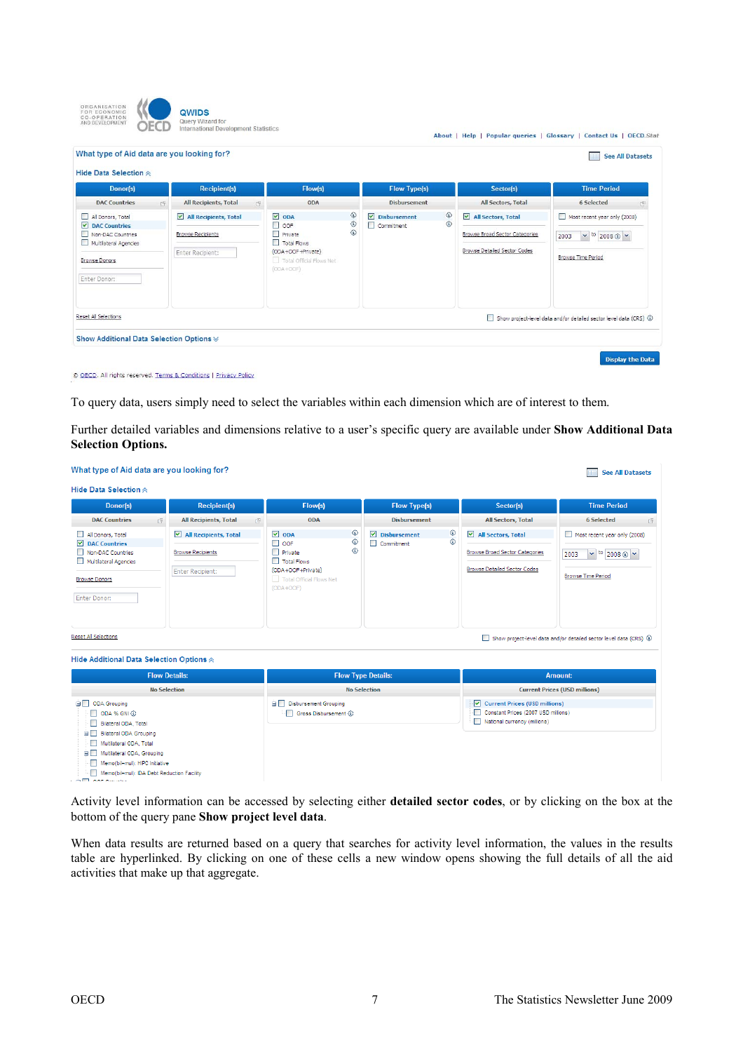To query data, users simply need to select the variables within each dimension which are of interest to them.

Further detailed variables and dimensions relative to a user's specific query are available under **Show Additional Data Selection Options.**

Activity level information can be accessed by selecting either **detailed sector codes**, or by clicking on the box at the bottom of the query pane **Show project level data**.

When data results are returned based on a query that searches for activity level information, the values in the results table are hyperlinked. By clicking on one of these cells a new window opens showing the full details of all the aid activities that make up that aggregate.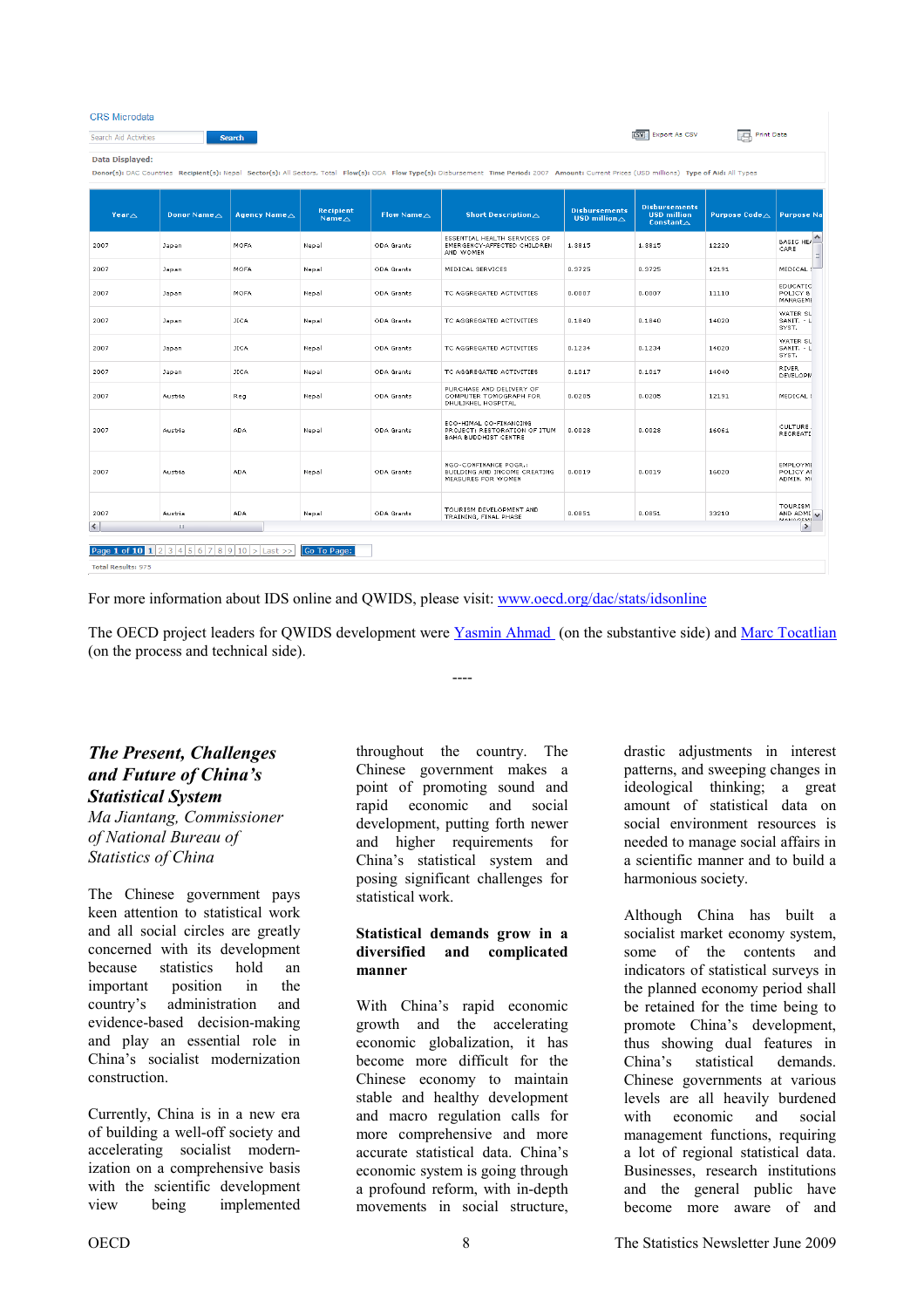CRS Microdata

Search Aid Activities | Search

Export As CSV | Print Data

**Data Displayed:**

Donor(s): DAC Countries  Recipient(s): Nepal  Sector(s): All Sectors, Total  Flow(s): ODA  Flow Type(s): Disbursement  Time Period: 2007  Amount: Current Prices (USD millions)  Type of Aid: All Types

| Year | Donor Name | Agency Name | Recipient Name | Flow Name | Short Description | Disbursements USD million | Disbursements USD million Constant | Purpose Code | Purpose Na |
|---|---|---|---|---|---|---|---|---|---|
| 2007 | Japan | MOFA | Nepal | ODA Grants | ESSENTIAL HEALTH SERVICES OF EMERGENCY-AFFECTED CHILDREN AND WOMEN | 1.3815 | 1.3815 | 12220 | BASIC HEA CARE |
| 2007 | Japan | MOFA | Nepal | ODA Grants | MEDICAL SERVICES | 0.3725 | 0.3725 | 12191 | MEDICAL |
| 2007 | Japan | MOFA | Nepal | ODA Grants | TC AGGREGATED ACTIVITIES | 0.0007 | 0.0007 | 11110 | EDUCATIO POLICY & MANAGEMI |
| 2007 | Japan | JICA | Nepal | ODA Grants | TC AGGREGATED ACTIVITIES | 0.1840 | 0.1840 | 14020 | WATER SU SANIT. - L SYST. |
| 2007 | Japan | JICA | Nepal | ODA Grants | TC AGGREGATED ACTIVITIES | 0.1234 | 0.1234 | 14020 | WATER SU SANIT. - L SYST. |
| 2007 | Japan | JICA | Nepal | ODA Grants | TC AGGREGATED ACTIVITIES | 0.1017 | 0.1017 | 14040 | RIVER DEVELOPM |
| 2007 | Austria | Reg | Nepal | ODA Grants | PURCHASE AND DELIVERY OF COMPUTER TOMOGRAPH FOR DHULIKHEL HOSPITAL | 0.0205 | 0.0205 | 12191 | MEDICAL |
| 2007 | Austria | ADA | Nepal | ODA Grants | ECO-HIMAL CO-FINANCING PROJECT; RESTORATION OF ITUM BAHA BUDDHIST CENTRE | 0.0028 | 0.0028 | 16061 | CULTURE, RECREATI |
| 2007 | Austria | ADA | Nepal | ODA Grants | NGO-COFINANCE PROGR.: BUILDING AND INCOME CREATING MEASURES FOR WOMEN | 0.0019 | 0.0019 | 16020 | EMPLOYMI POLICY AI ADMIN. M |
| 2007 | Austria | ADA | Nepal | ODA Grants | TOURISM DEVELOPMENT AND TRAINING, FINAL PHASE | 0.0851 | 0.0851 | 33210 | TOURISM AND ADMI |

Page 1 of 10 | 1 2 3 4 5 6 7 8 9 10 > Last >> | Go To Page:

Total Results: 975

For more information about IDS online and QWIDS, please visit: www.oecd.org/dac/stats/idsonline

The OECD project leaders for QWIDS development were Yasmin Ahmad (on the substantive side) and Marc Tocatlian (on the process and technical side).

----

## *The Present, Challenges and Future of China's Statistical System*

*Ma Jiantang, Commissioner of National Bureau of Statistics of China*

The Chinese government pays keen attention to statistical work and all social circles are greatly concerned with its development because statistics hold an important position in the country's administration and evidence-based decision-making and play an essential role in China's socialist modernization construction.

Currently, China is in a new era of building a well-off society and accelerating socialist modernization on a comprehensive basis with the scientific development view being implemented throughout the country. The Chinese government makes a point of promoting sound and rapid economic and social development, putting forth newer and higher requirements for China's statistical system and posing significant challenges for statistical work.

### Statistical demands grow in a diversified and complicated manner

With China's rapid economic growth and the accelerating economic globalization, it has become more difficult for the Chinese economy to maintain stable and healthy development and macro regulation calls for more comprehensive and more accurate statistical data. China's economic system is going through a profound reform, with in-depth movements in social structure, drastic adjustments in interest patterns, and sweeping changes in ideological thinking; a great amount of statistical data on social environment resources is needed to manage social affairs in a scientific manner and to build a harmonious society.

Although China has built a socialist market economy system, some of the contents and indicators of statistical surveys in the planned economy period shall be retained for the time being to promote China's development, thus showing dual features in China's statistical demands. Chinese governments at various levels are all heavily burdened with economic and social management functions, requiring a lot of regional statistical data. Businesses, research institutions and the general public have become more aware of and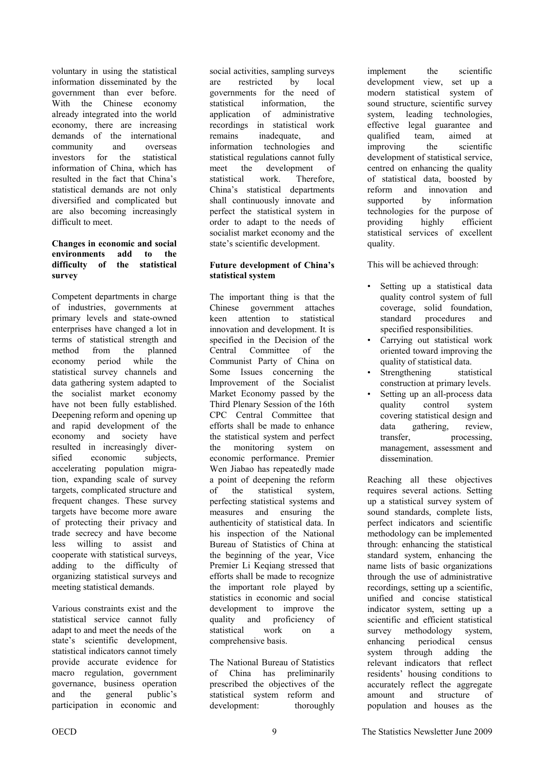voluntary in using the statistical information disseminated by the government than ever before. With the Chinese economy already integrated into the world economy, there are increasing demands of the international community and overseas investors for the statistical information of China, which has resulted in the fact that China's statistical demands are not only diversified and complicated but are also becoming increasingly difficult to meet.

**Changes in economic and social environments add to the difficulty of the statistical survey**

Competent departments in charge of industries, governments at primary levels and state-owned enterprises have changed a lot in terms of statistical strength and method from the planned economy period while the statistical survey channels and data gathering system adapted to the socialist market economy have not been fully established. Deepening reform and opening up and rapid development of the economy and society have resulted in increasingly diversified economic subjects, accelerating population migration, expanding scale of survey targets, complicated structure and frequent changes. These survey targets have become more aware of protecting their privacy and trade secrecy and have become less willing to assist and cooperate with statistical surveys, adding to the difficulty of organizing statistical surveys and meeting statistical demands.

Various constraints exist and the statistical service cannot fully adapt to and meet the needs of the state's scientific development, statistical indicators cannot timely provide accurate evidence for macro regulation, government governance, business operation and the general public's participation in economic and social activities, sampling surveys are restricted by local governments for the need of statistical information, the application of administrative recordings in statistical work remains inadequate, and information technologies and statistical regulations cannot fully meet the development of statistical work. Therefore, China's statistical departments shall continuously innovate and perfect the statistical system in order to adapt to the needs of socialist market economy and the state's scientific development.

**Future development of China's statistical system**

The important thing is that the Chinese government attaches keen attention to statistical innovation and development. It is specified in the Decision of the Central Committee of the Communist Party of China on Some Issues concerning the Improvement of the Socialist Market Economy passed by the Third Plenary Session of the 16th CPC Central Committee that efforts shall be made to enhance the statistical system and perfect the monitoring system on economic performance. Premier Wen Jiabao has repeatedly made a point of deepening the reform of the statistical system, perfecting statistical systems and measures and ensuring the authenticity of statistical data. In his inspection of the National Bureau of Statistics of China at the beginning of the year, Vice Premier Li Keqiang stressed that efforts shall be made to recognize the important role played by statistics in economic and social development to improve the quality and proficiency of statistical work on a comprehensive basis.

The National Bureau of Statistics of China has preliminarily prescribed the objectives of the statistical system reform and development: thoroughly implement the scientific development view, set up a modern statistical system of sound structure, scientific survey system, leading technologies, effective legal guarantee and qualified team, aimed at improving the scientific development of statistical service, centred on enhancing the quality of statistical data, boosted by reform and innovation and supported by information technologies for the purpose of providing highly efficient statistical services of excellent quality.

This will be achieved through:

- Setting up a statistical data quality control system of full coverage, solid foundation, standard procedures and specified responsibilities.
- Carrying out statistical work oriented toward improving the quality of statistical data.
- Strengthening statistical construction at primary levels.
- Setting up an all-process data quality control system covering statistical design and data gathering, review, transfer, processing, management, assessment and dissemination.

Reaching all these objectives requires several actions. Setting up a statistical survey system of sound standards, complete lists, perfect indicators and scientific methodology can be implemented through: enhancing the statistical standard system, enhancing the name lists of basic organizations through the use of administrative recordings, setting up a scientific, unified and concise statistical indicator system, setting up a scientific and efficient statistical survey methodology system, enhancing periodical census system through adding the relevant indicators that reflect residents' housing conditions to accurately reflect the aggregate amount and structure of population and houses as the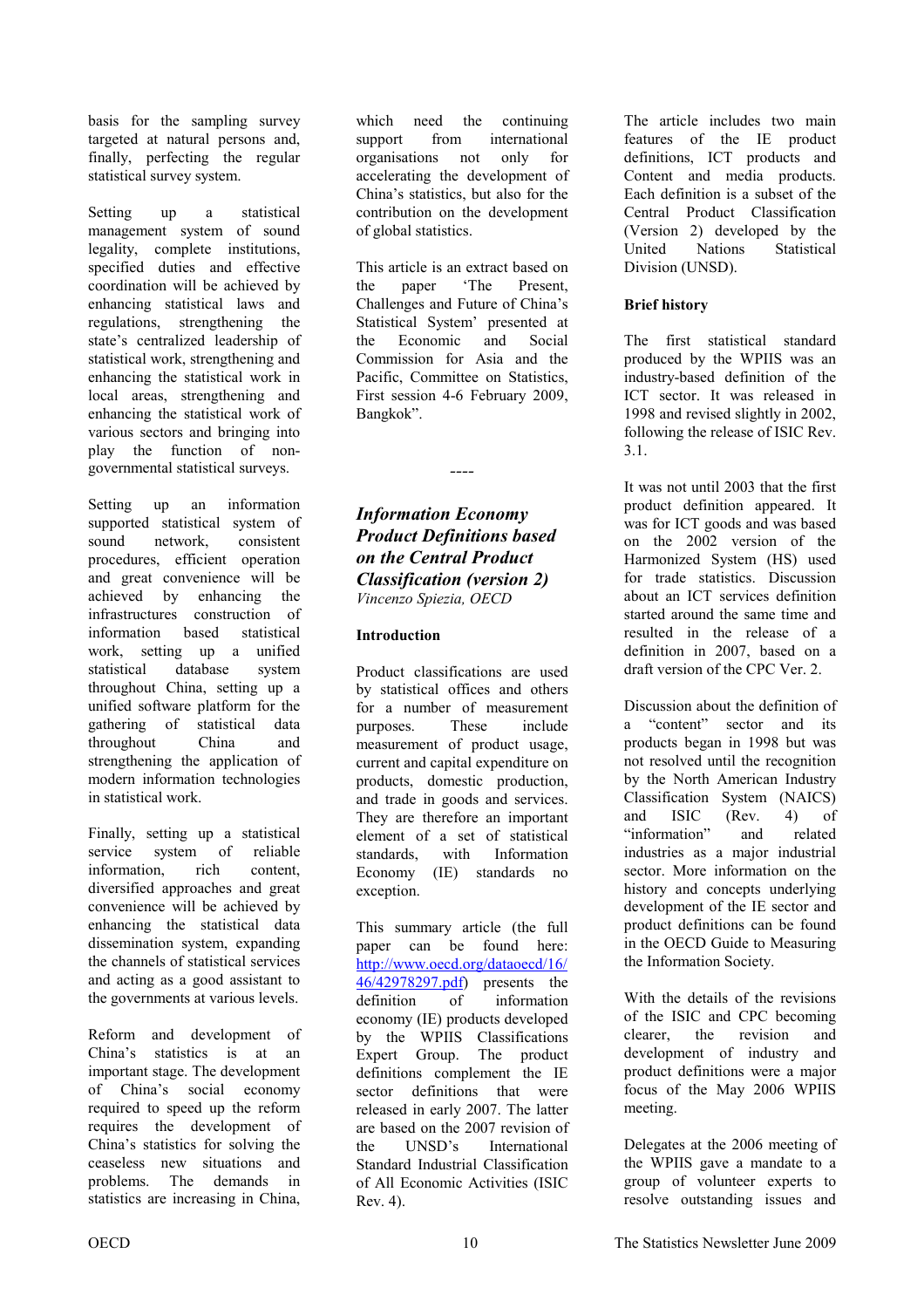basis for the sampling survey targeted at natural persons and, finally, perfecting the regular statistical survey system.

Setting up a statistical management system of sound legality, complete institutions, specified duties and effective coordination will be achieved by enhancing statistical laws and regulations, strengthening the state's centralized leadership of statistical work, strengthening and enhancing the statistical work in local areas, strengthening and enhancing the statistical work of various sectors and bringing into play the function of non-governmental statistical surveys.

Setting up an information supported statistical system of sound network, consistent procedures, efficient operation and great convenience will be achieved by enhancing the infrastructures construction of information based statistical work, setting up a unified statistical database system throughout China, setting up a unified software platform for the gathering of statistical data throughout China and strengthening the application of modern information technologies in statistical work.

Finally, setting up a statistical service system of reliable information, rich content, diversified approaches and great convenience will be achieved by enhancing the statistical data dissemination system, expanding the channels of statistical services and acting as a good assistant to the governments at various levels.

Reform and development of China's statistics is at an important stage. The development of China's social economy required to speed up the reform requires the development of China's statistics for solving the ceaseless new situations and problems. The demands in statistics are increasing in China, which need the continuing support from international organisations not only for accelerating the development of China's statistics, but also for the contribution on the development of global statistics.

This article is an extract based on the paper 'The Present, Challenges and Future of China's Statistical System' presented at the Economic and Social Commission for Asia and the Pacific, Committee on Statistics, First session 4-6 February 2009, Bangkok".

----

## *Information Economy Product Definitions based on the Central Product Classification (version 2)*

*Vincenzo Spiezia, OECD*

### Introduction

Product classifications are used by statistical offices and others for a number of measurement purposes. These include measurement of product usage, current and capital expenditure on products, domestic production, and trade in goods and services. They are therefore an important element of a set of statistical standards, with Information Economy (IE) standards no exception.

This summary article (the full paper can be found here: http://www.oecd.org/dataoecd/16/46/42978297.pdf) presents the definition of information economy (IE) products developed by the WPIIS Classifications Expert Group. The product definitions complement the IE sector definitions that were released in early 2007. The latter are based on the 2007 revision of the UNSD's International Standard Industrial Classification of All Economic Activities (ISIC Rev. 4).

The article includes two main features of the IE product definitions, ICT products and Content and media products. Each definition is a subset of the Central Product Classification (Version 2) developed by the United Nations Statistical Division (UNSD).

### Brief history

The first statistical standard produced by the WPIIS was an industry-based definition of the ICT sector. It was released in 1998 and revised slightly in 2002, following the release of ISIC Rev. 3.1.

It was not until 2003 that the first product definition appeared. It was for ICT goods and was based on the 2002 version of the Harmonized System (HS) used for trade statistics. Discussion about an ICT services definition started around the same time and resulted in the release of a definition in 2007, based on a draft version of the CPC Ver. 2.

Discussion about the definition of a "content" sector and its products began in 1998 but was not resolved until the recognition by the North American Industry Classification System (NAICS) and ISIC (Rev. 4) of "information" and related industries as a major industrial sector. More information on the history and concepts underlying development of the IE sector and product definitions can be found in the OECD Guide to Measuring the Information Society.

With the details of the revisions of the ISIC and CPC becoming clearer, the revision and development of industry and product definitions were a major focus of the May 2006 WPIIS meeting.

Delegates at the 2006 meeting of the WPIIS gave a mandate to a group of volunteer experts to resolve outstanding issues and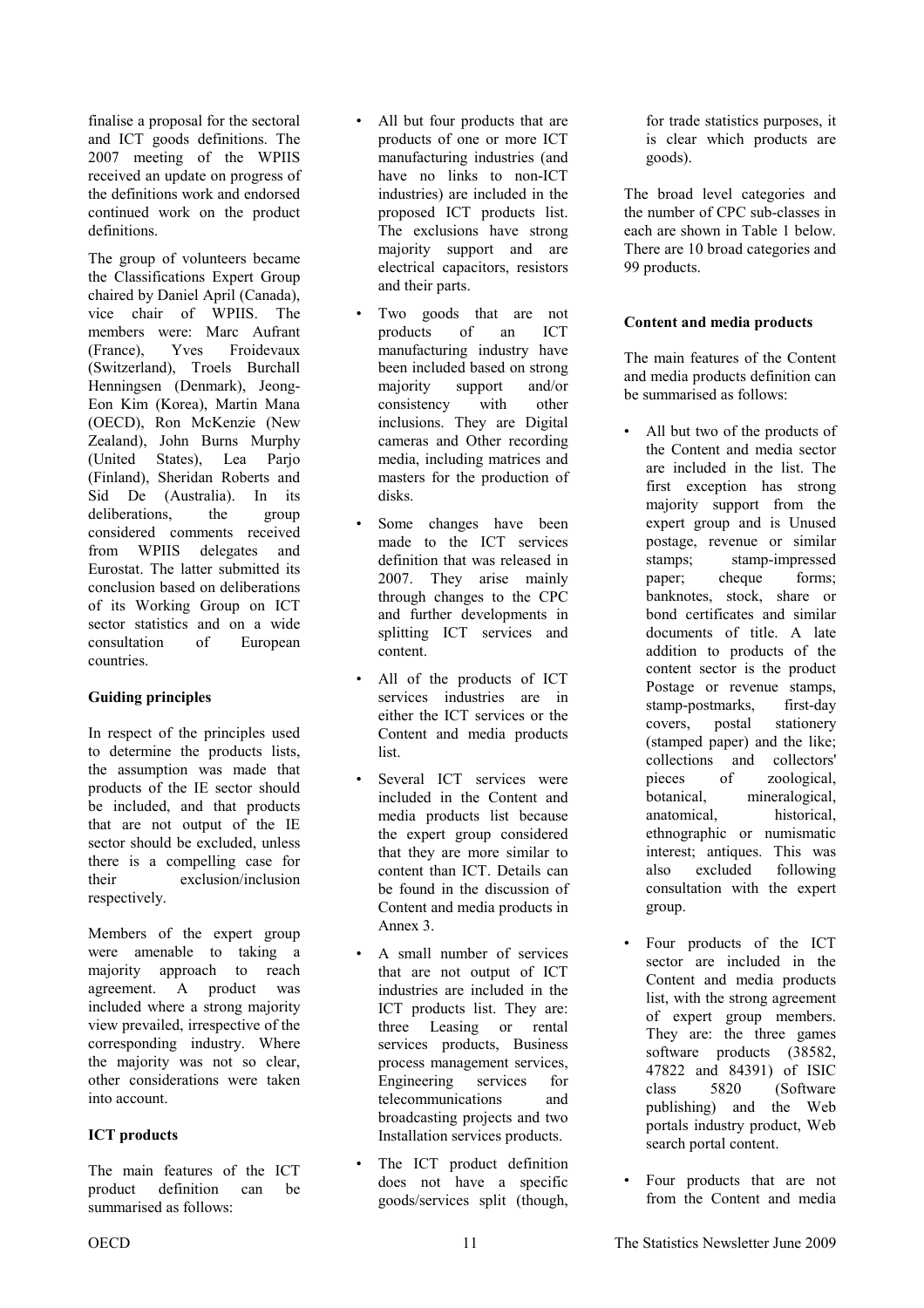finalise a proposal for the sectoral and ICT goods definitions. The 2007 meeting of the WPIIS received an update on progress of the definitions work and endorsed continued work on the product definitions.

The group of volunteers became the Classifications Expert Group chaired by Daniel April (Canada), vice chair of WPIIS. The members were: Marc Aufrant (France), Yves Froidevaux (Switzerland), Troels Burchall Henningsen (Denmark), Jeong-Eon Kim (Korea), Martin Mana (OECD), Ron McKenzie (New Zealand), John Burns Murphy (United States), Lea Parjo (Finland), Sheridan Roberts and Sid De (Australia). In its deliberations, the group considered comments received from WPIIS delegates and Eurostat. The latter submitted its conclusion based on deliberations of its Working Group on ICT sector statistics and on a wide consultation of European countries.

**Guiding principles**

In respect of the principles used to determine the products lists, the assumption was made that products of the IE sector should be included, and that products that are not output of the IE sector should be excluded, unless there is a compelling case for their exclusion/inclusion respectively.

Members of the expert group were amenable to taking a majority approach to reach agreement. A product was included where a strong majority view prevailed, irrespective of the corresponding industry. Where the majority was not so clear, other considerations were taken into account.

**ICT products**

The main features of the ICT product definition can be summarised as follows:

- All but four products that are products of one or more ICT manufacturing industries (and have no links to non-ICT industries) are included in the proposed ICT products list. The exclusions have strong majority support and are electrical capacitors, resistors and their parts.
- Two goods that are not products of an ICT manufacturing industry have been included based on strong majority support and/or consistency with other inclusions. They are Digital cameras and Other recording media, including matrices and masters for the production of disks.
- Some changes have been made to the ICT services definition that was released in 2007. They arise mainly through changes to the CPC and further developments in splitting ICT services and content.
- All of the products of ICT services industries are in either the ICT services or the Content and media products list.
- Several ICT services were included in the Content and media products list because the expert group considered that they are more similar to content than ICT. Details can be found in the discussion of Content and media products in Annex 3.
- A small number of services that are not output of ICT industries are included in the ICT products list. They are: three Leasing or rental services products, Business process management services, Engineering services for telecommunications and broadcasting projects and two Installation services products.
- The ICT product definition does not have a specific goods/services split (though, for trade statistics purposes, it is clear which products are goods).

The broad level categories and the number of CPC sub-classes in each are shown in Table 1 below. There are 10 broad categories and 99 products.

**Content and media products**

The main features of the Content and media products definition can be summarised as follows:

- All but two of the products of the Content and media sector are included in the list. The first exception has strong majority support from the expert group and is Unused postage, revenue or similar stamps; stamp-impressed paper; cheque forms; banknotes, stock, share or bond certificates and similar documents of title. A late addition to products of the content sector is the product Postage or revenue stamps, stamp-postmarks, first-day covers, postal stationery (stamped paper) and the like; collections and collectors' pieces of zoological, botanical, mineralogical, anatomical, historical, ethnographic or numismatic interest; antiques. This was also excluded following consultation with the expert group.
- Four products of the ICT sector are included in the Content and media products list, with the strong agreement of expert group members. They are: the three games software products (38582, 47822 and 84391) of ISIC class 5820 (Software publishing) and the Web portals industry product, Web search portal content.
- Four products that are not from the Content and media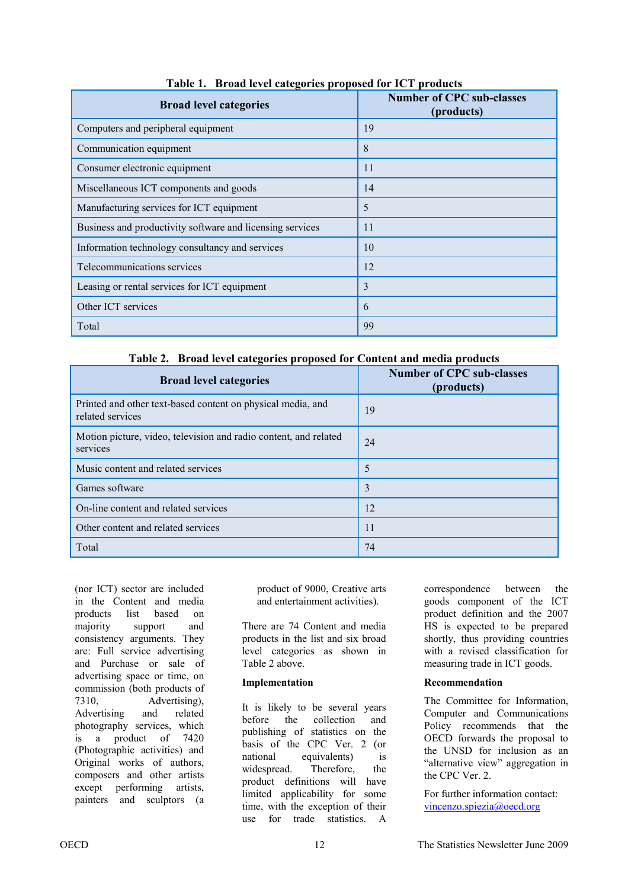**Table 1. Broad level categories proposed for ICT products**

| Broad level categories | Number of CPC sub-classes (products) |
|---|---|
| Computers and peripheral equipment | 19 |
| Communication equipment | 8 |
| Consumer electronic equipment | 11 |
| Miscellaneous ICT components and goods | 14 |
| Manufacturing services for ICT equipment | 5 |
| Business and productivity software and licensing services | 11 |
| Information technology consultancy and services | 10 |
| Telecommunications services | 12 |
| Leasing or rental services for ICT equipment | 3 |
| Other ICT services | 6 |
| Total | 99 |

**Table 2. Broad level categories proposed for Content and media products**

| Broad level categories | Number of CPC sub-classes (products) |
|---|---|
| Printed and other text-based content on physical media, and related services | 19 |
| Motion picture, video, television and radio content, and related services | 24 |
| Music content and related services | 5 |
| Games software | 3 |
| On-line content and related services | 12 |
| Other content and related services | 11 |
| Total | 74 |

(nor ICT) sector are included in the Content and media products list based on majority support and consistency arguments. They are: Full service advertising and Purchase or sale of advertising space or time, on commission (both products of 7310, Advertising), Advertising and related photography services, which is a product of 7420 (Photographic activities) and Original works of authors, composers and other artists except performing artists, painters and sculptors (a product of 9000, Creative arts and entertainment activities).

There are 74 Content and media products in the list and six broad level categories as shown in Table 2 above.

**Implementation**

It is likely to be several years before the collection and publishing of statistics on the basis of the CPC Ver. 2 (or national equivalents) is widespread. Therefore, the product definitions will have limited applicability for some time, with the exception of their use for trade statistics. A correspondence between the goods component of the ICT product definition and the 2007 HS is expected to be prepared shortly, thus providing countries with a revised classification for measuring trade in ICT goods.

**Recommendation**

The Committee for Information, Computer and Communications Policy recommends that the OECD forwards the proposal to the UNSD for inclusion as an "alternative view" aggregation in the CPC Ver. 2.

For further information contact: vincenzo.spiezia@oecd.org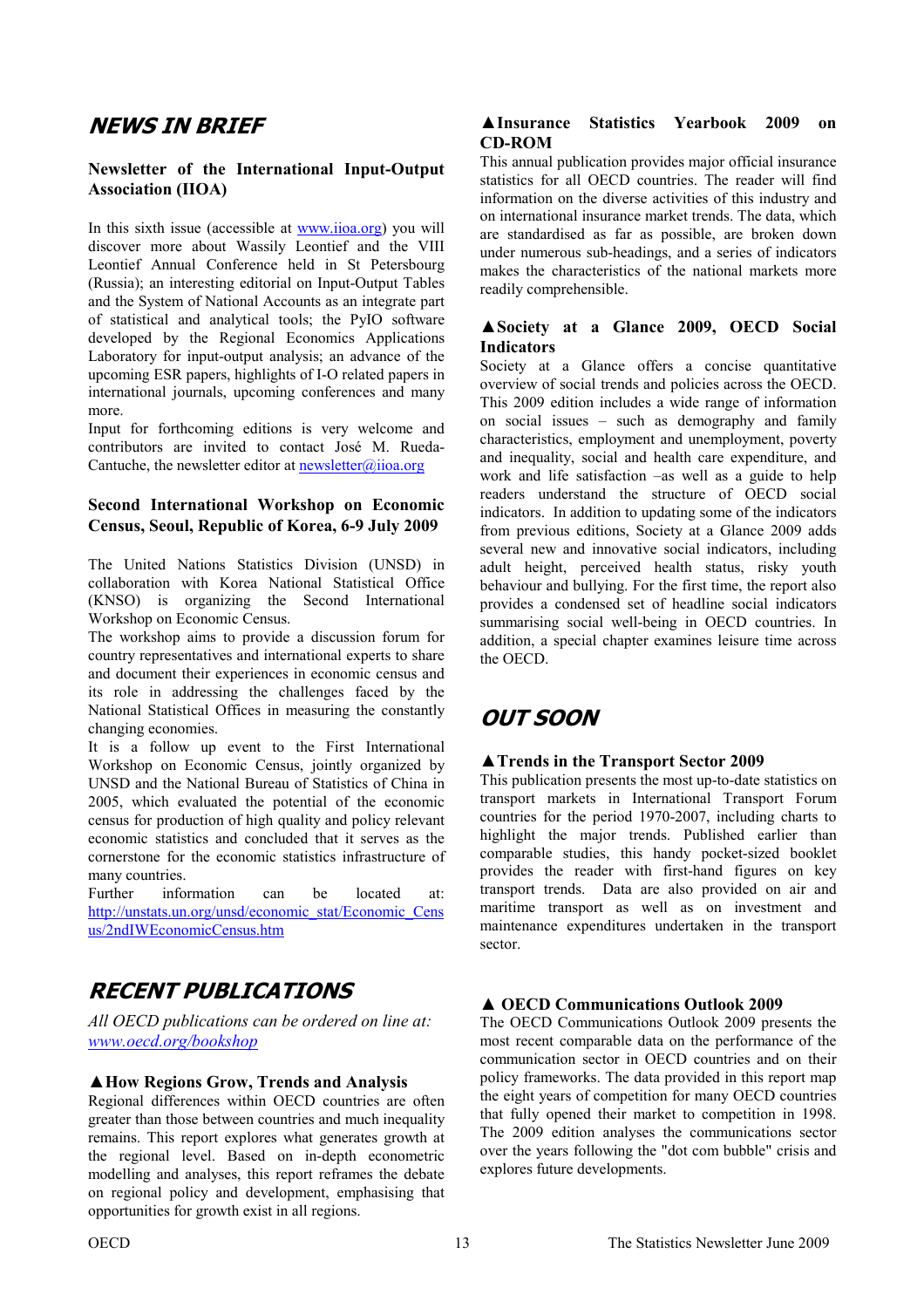## NEWS IN BRIEF

### Newsletter of the International Input-Output Association (IIOA)

In this sixth issue (accessible at www.iioa.org) you will discover more about Wassily Leontief and the VIII Leontief Annual Conference held in St Petersbourg (Russia); an interesting editorial on Input-Output Tables and the System of National Accounts as an integrate part of statistical and analytical tools; the PyIO software developed by the Regional Economics Applications Laboratory for input-output analysis; an advance of the upcoming ESR papers, highlights of I-O related papers in international journals, upcoming conferences and many more.

Input for forthcoming editions is very welcome and contributors are invited to contact José M. Rueda-Cantuche, the newsletter editor at newsletter@iioa.org

### Second International Workshop on Economic Census, Seoul, Republic of Korea, 6-9 July 2009

The United Nations Statistics Division (UNSD) in collaboration with Korea National Statistical Office (KNSO) is organizing the Second International Workshop on Economic Census.

The workshop aims to provide a discussion forum for country representatives and international experts to share and document their experiences in economic census and its role in addressing the challenges faced by the National Statistical Offices in measuring the constantly changing economies.

It is a follow up event to the First International Workshop on Economic Census, jointly organized by UNSD and the National Bureau of Statistics of China in 2005, which evaluated the potential of the economic census for production of high quality and policy relevant economic statistics and concluded that it serves as the cornerstone for the economic statistics infrastructure of many countries.

Further information can be located at: http://unstats.un.org/unsd/economic_stat/Economic_Census/2ndIWEconomicCensus.htm

## RECENT PUBLICATIONS

*All OECD publications can be ordered on line at: www.oecd.org/bookshop*

### ▲How Regions Grow, Trends and Analysis

Regional differences within OECD countries are often greater than those between countries and much inequality remains. This report explores what generates growth at the regional level. Based on in-depth econometric modelling and analyses, this report reframes the debate on regional policy and development, emphasising that opportunities for growth exist in all regions.

### ▲Insurance Statistics Yearbook 2009 on CD-ROM

This annual publication provides major official insurance statistics for all OECD countries. The reader will find information on the diverse activities of this industry and on international insurance market trends. The data, which are standardised as far as possible, are broken down under numerous sub-headings, and a series of indicators makes the characteristics of the national markets more readily comprehensible.

### ▲Society at a Glance 2009, OECD Social Indicators

Society at a Glance offers a concise quantitative overview of social trends and policies across the OECD. This 2009 edition includes a wide range of information on social issues – such as demography and family characteristics, employment and unemployment, poverty and inequality, social and health care expenditure, and work and life satisfaction –as well as a guide to help readers understand the structure of OECD social indicators. In addition to updating some of the indicators from previous editions, Society at a Glance 2009 adds several new and innovative social indicators, including adult height, perceived health status, risky youth behaviour and bullying. For the first time, the report also provides a condensed set of headline social indicators summarising social well-being in OECD countries. In addition, a special chapter examines leisure time across the OECD.

## OUT SOON

### ▲Trends in the Transport Sector 2009

This publication presents the most up-to-date statistics on transport markets in International Transport Forum countries for the period 1970-2007, including charts to highlight the major trends. Published earlier than comparable studies, this handy pocket-sized booklet provides the reader with first-hand figures on key transport trends. Data are also provided on air and maritime transport as well as on investment and maintenance expenditures undertaken in the transport sector.

### ▲ OECD Communications Outlook 2009

The OECD Communications Outlook 2009 presents the most recent comparable data on the performance of the communication sector in OECD countries and on their policy frameworks. The data provided in this report map the eight years of competition for many OECD countries that fully opened their market to competition in 1998. The 2009 edition analyses the communications sector over the years following the "dot com bubble" crisis and explores future developments.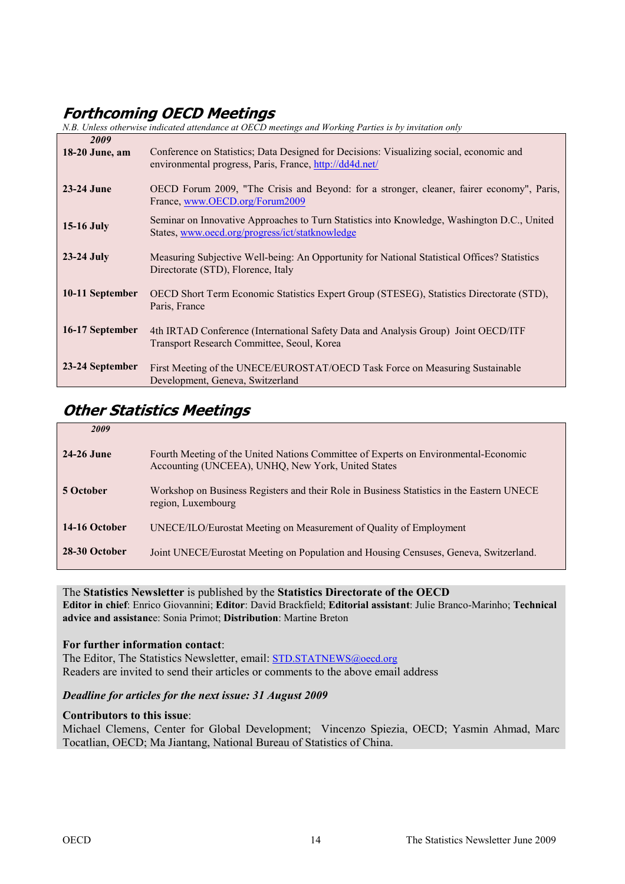## Forthcoming OECD Meetings

*N.B. Unless otherwise indicated attendance at OECD meetings and Working Parties is by invitation only*

| | |
|---|---|
| ***2009*** | |
| **18-20 June, am** | Conference on Statistics; Data Designed for Decisions: Visualizing social, economic and environmental progress, Paris, France, http://dd4d.net/ |
| **23-24 June** | OECD Forum 2009, "The Crisis and Beyond: for a stronger, cleaner, fairer economy", Paris, France, www.OECD.org/Forum2009 |
| **15-16 July** | Seminar on Innovative Approaches to Turn Statistics into Knowledge, Washington D.C., United States, www.oecd.org/progress/ict/statknowledge |
| **23-24 July** | Measuring Subjective Well-being: An Opportunity for National Statistical Offices? Statistics Directorate (STD), Florence, Italy |
| **10-11 September** | OECD Short Term Economic Statistics Expert Group (STESEG), Statistics Directorate (STD), Paris, France |
| **16-17 September** | 4th IRTAD Conference (International Safety Data and Analysis Group) Joint OECD/ITF Transport Research Committee, Seoul, Korea |
| **23-24 September** | First Meeting of the UNECE/EUROSTAT/OECD Task Force on Measuring Sustainable Development, Geneva, Switzerland |

## Other Statistics Meetings

| | |
|---|---|
| ***2009*** | |
| **24-26 June** | Fourth Meeting of the United Nations Committee of Experts on Environmental-Economic Accounting (UNCEEA), UNHQ, New York, United States |
| **5 October** | Workshop on Business Registers and their Role in Business Statistics in the Eastern UNECE region, Luxembourg |
| **14-16 October** | UNECE/ILO/Eurostat Meeting on Measurement of Quality of Employment |
| **28-30 October** | Joint UNECE/Eurostat Meeting on Population and Housing Censuses, Geneva, Switzerland. |

The **Statistics Newsletter** is published by the **Statistics Directorate of the OECD**
**Editor in chief**: Enrico Giovannini; **Editor**: David Brackfield; **Editorial assistant**: Julie Branco-Marinho; **Technical advice and assistanc**e: Sonia Primot; **Distribution**: Martine Breton

**For further information contact**:
The Editor, The Statistics Newsletter, email: STD.STATNEWS@oecd.org
Readers are invited to send their articles or comments to the above email address

***Deadline for articles for the next issue: 31 August 2009***

**Contributors to this issue**:
Michael Clemens, Center for Global Development; Vincenzo Spiezia, OECD; Yasmin Ahmad, Marc Tocatlian, OECD; Ma Jiantang, National Bureau of Statistics of China.